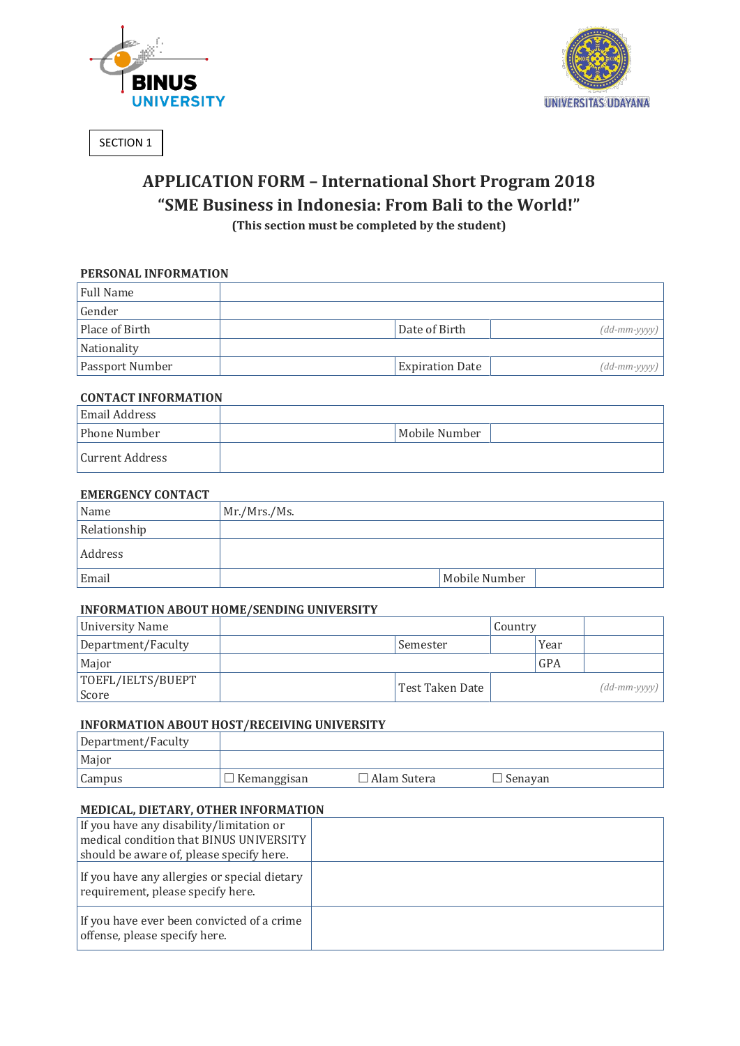BINUS UNIVERSITY

UNIVERSITAS UDAYANA

SECTION 1

# APPLICATION FORM – International Short Program 2018
# "SME Business in Indonesia: From Bali to the World!"

**(This section must be completed by the student)**

### PERSONAL INFORMATION

| Full Name | | | |
|---|---|---|---|
| Gender | | | |
| Place of Birth | | Date of Birth | *(dd-mm-yyyy)* |
| Nationality | | | |
| Passport Number | | Expiration Date | *(dd-mm-yyyy)* |

### CONTACT INFORMATION

| Email Address | | | |
|---|---|---|---|
| Phone Number | | Mobile Number | |
| Current Address | | | |

### EMERGENCY CONTACT

| Name | Mr./Mrs./Ms. | | |
|---|---|---|---|
| Relationship | | | |
| Address | | | |
| Email | | Mobile Number | |

### INFORMATION ABOUT HOME/SENDING UNIVERSITY

| University Name | | | Country | | |
|---|---|---|---|---|---|
| Department/Faculty | | Semester | | Year | |
| Major | | | | GPA | |
| TOEFL/IELTS/BUEPT Score | | Test Taken Date | *(dd-mm-yyyy)* | | |

### INFORMATION ABOUT HOST/RECEIVING UNIVERSITY

| Department/Faculty | | | |
|---|---|---|---|
| Major | | | |
| Campus | ☐ Kemanggisan | ☐ Alam Sutera | ☐ Senayan |

### MEDICAL, DIETARY, OTHER INFORMATION

| If you have any disability/limitation or medical condition that BINUS UNIVERSITY should be aware of, please specify here. | |
|---|---|
| If you have any allergies or special dietary requirement, please specify here. | |
| If you have ever been convicted of a crime offense, please specify here. | |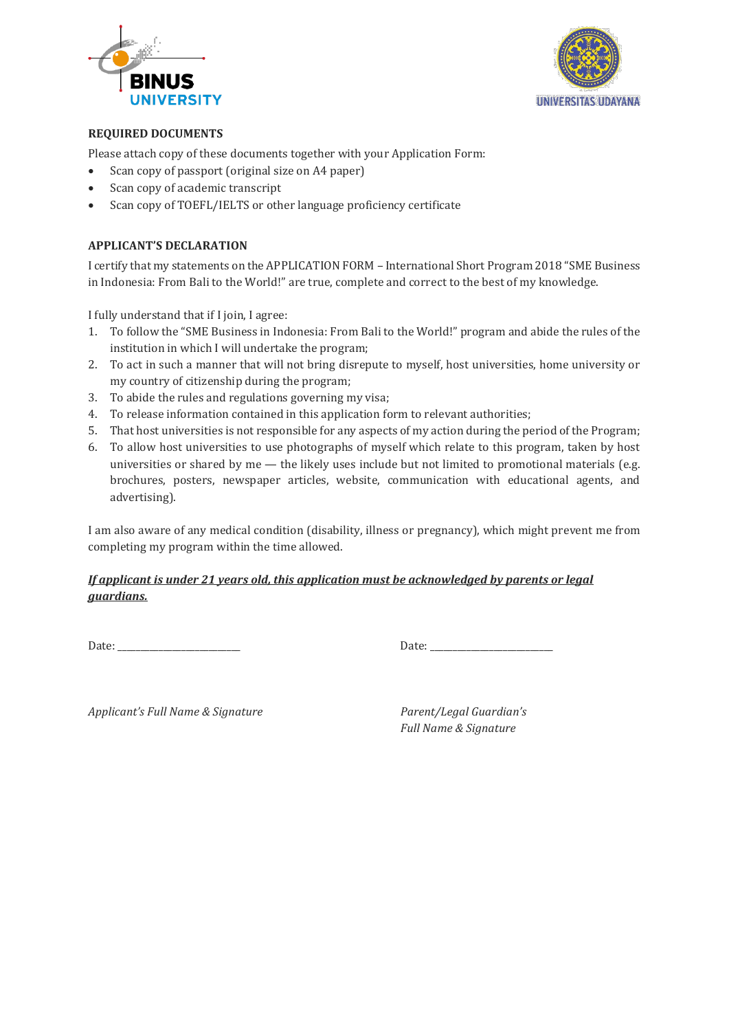**REQUIRED DOCUMENTS**

Please attach copy of these documents together with your Application Form:

- Scan copy of passport (original size on A4 paper)
- Scan copy of academic transcript
- Scan copy of TOEFL/IELTS or other language proficiency certificate

**APPLICANT'S DECLARATION**

I certify that my statements on the APPLICATION FORM – International Short Program 2018 "SME Business in Indonesia: From Bali to the World!" are true, complete and correct to the best of my knowledge.

I fully understand that if I join, I agree:

1. To follow the "SME Business in Indonesia: From Bali to the World!" program and abide the rules of the institution in which I will undertake the program;
2. To act in such a manner that will not bring disrepute to myself, host universities, home university or my country of citizenship during the program;
3. To abide the rules and regulations governing my visa;
4. To release information contained in this application form to relevant authorities;
5. That host universities is not responsible for any aspects of my action during the period of the Program;
6. To allow host universities to use photographs of myself which relate to this program, taken by host universities or shared by me — the likely uses include but not limited to promotional materials (e.g. brochures, posters, newspaper articles, website, communication with educational agents, and advertising).

I am also aware of any medical condition (disability, illness or pregnancy), which might prevent me from completing my program within the time allowed.

***If applicant is under 21 years old, this application must be acknowledged by parents or legal guardians.***

Date: ________________________

*Applicant's Full Name & Signature*

Date: ________________________

*Parent/Legal Guardian's Full Name & Signature*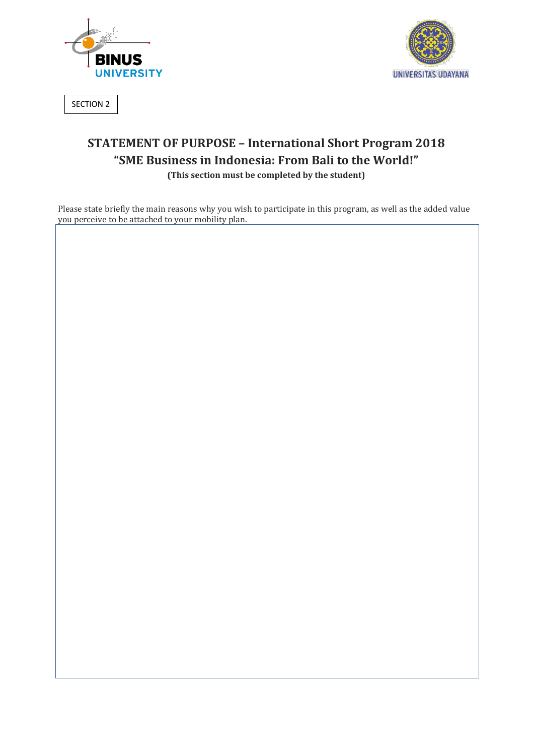BINUS UNIVERSITY

UNIVERSITAS UDAYANA

SECTION 2

# STATEMENT OF PURPOSE – International Short Program 2018
## "SME Business in Indonesia: From Bali to the World!"

**(This section must be completed by the student)**

Please state briefly the main reasons why you wish to participate in this program, as well as the added value you perceive to be attached to your mobility plan.